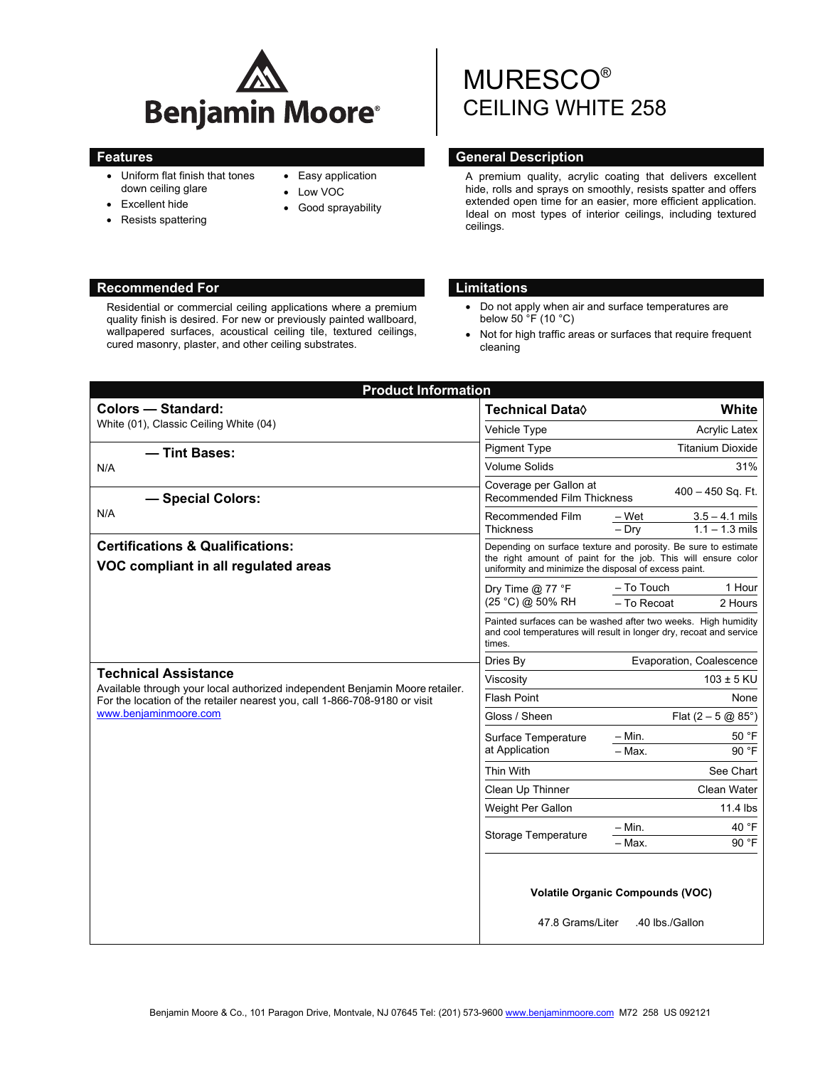# MURESCO®
## CEILING WHITE 258

Benjamin Moore®

## Features

- Uniform flat finish that tones down ceiling glare
- Excellent hide
- Resists spattering
- Easy application
- Low VOC
- Good sprayability

## General Description

A premium quality, acrylic coating that delivers excellent hide, rolls and sprays on smoothly, resists spatter and offers extended open time for an easier, more efficient application. Ideal on most types of interior ceilings, including textured ceilings.

## Recommended For

Residential or commercial ceiling applications where a premium quality finish is desired. For new or previously painted wallboard, wallpapered surfaces, acoustical ceiling tile, textured ceilings, cured masonry, plaster, and other ceiling substrates.

## Limitations

- Do not apply when air and surface temperatures are below 50 °F (10 °C)
- Not for high traffic areas or surfaces that require frequent cleaning

## Product Information

### Colors — Standard:

White (01), Classic Ceiling White (04)

### — Tint Bases:

N/A

### — Special Colors:

N/A

### Certifications & Qualifications:

**VOC compliant in all regulated areas**

### Technical Assistance

Available through your local authorized independent Benjamin Moore retailer. For the location of the retailer nearest you, call 1-866-708-9180 or visit www.benjaminmoore.com

| Technical Data◊ | | White |
|---|---|---|
| Vehicle Type | | Acrylic Latex |
| Pigment Type | | Titanium Dioxide |
| Volume Solids | | 31% |
| Coverage per Gallon at Recommended Film Thickness | | 400 – 450 Sq. Ft. |
| Recommended Film Thickness | – Wet | 3.5 – 4.1 mils |
| | – Dry | 1.1 – 1.3 mils |
| Depending on surface texture and porosity. Be sure to estimate the right amount of paint for the job. This will ensure color uniformity and minimize the disposal of excess paint. | | |
| Dry Time @ 77 °F (25 °C) @ 50% RH | – To Touch | 1 Hour |
| | – To Recoat | 2 Hours |
| Painted surfaces can be washed after two weeks. High humidity and cool temperatures will result in longer dry, recoat and service times. | | |
| Dries By | | Evaporation, Coalescence |
| Viscosity | | 103 ± 5 KU |
| Flash Point | | None |
| Gloss / Sheen | | Flat (2 – 5 @ 85°) |
| Surface Temperature at Application | – Min. | 50 °F |
| | – Max. | 90 °F |
| Thin With | | See Chart |
| Clean Up Thinner | | Clean Water |
| Weight Per Gallon | | 11.4 lbs |
| Storage Temperature | – Min. | 40 °F |
| | – Max. | 90 °F |

**Volatile Organic Compounds (VOC)**

47.8 Grams/Liter .40 lbs./Gallon

Benjamin Moore & Co., 101 Paragon Drive, Montvale, NJ 07645 Tel: (201) 573-9600 www.benjaminmoore.com M72 258 US 092121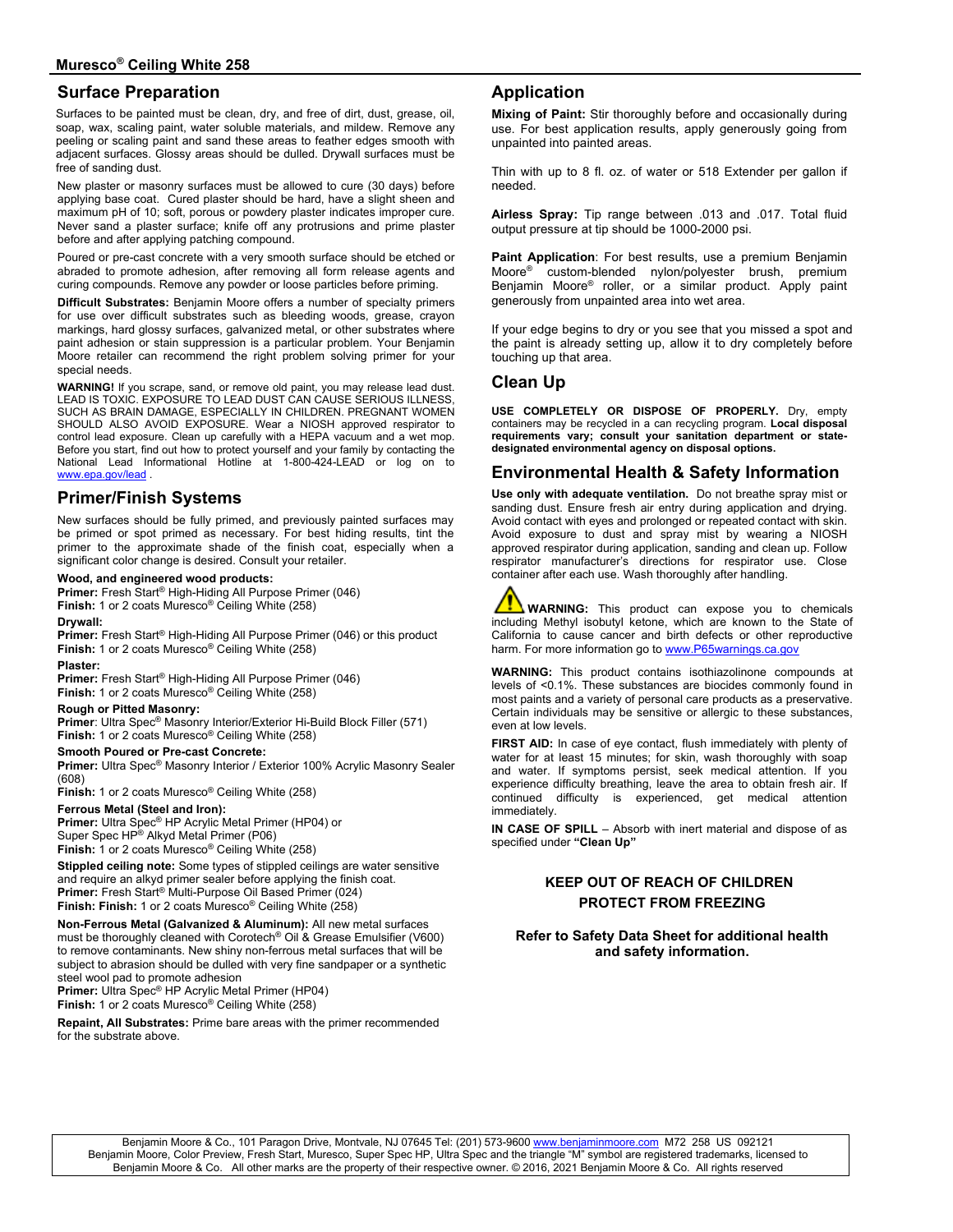## Surface Preparation

Surfaces to be painted must be clean, dry, and free of dirt, dust, grease, oil, soap, wax, scaling paint, water soluble materials, and mildew. Remove any peeling or scaling paint and sand these areas to feather edges smooth with adjacent surfaces. Glossy areas should be dulled. Drywall surfaces must be free of sanding dust.

New plaster or masonry surfaces must be allowed to cure (30 days) before applying base coat. Cured plaster should be hard, have a slight sheen and maximum pH of 10; soft, porous or powdery plaster indicates improper cure. Never sand a plaster surface; knife off any protrusions and prime plaster before and after applying patching compound.

Poured or pre-cast concrete with a very smooth surface should be etched or abraded to promote adhesion, after removing all form release agents and curing compounds. Remove any powder or loose particles before priming.

**Difficult Substrates:** Benjamin Moore offers a number of specialty primers for use over difficult substrates such as bleeding woods, grease, crayon markings, hard glossy surfaces, galvanized metal, or other substrates where paint adhesion or stain suppression is a particular problem. Your Benjamin Moore retailer can recommend the right problem solving primer for your special needs.

**WARNING!** If you scrape, sand, or remove old paint, you may release lead dust. LEAD IS TOXIC. EXPOSURE TO LEAD DUST CAN CAUSE SERIOUS ILLNESS, SUCH AS BRAIN DAMAGE, ESPECIALLY IN CHILDREN. PREGNANT WOMEN SHOULD ALSO AVOID EXPOSURE. Wear a NIOSH approved respirator to control lead exposure. Clean up carefully with a HEPA vacuum and a wet mop. Before you start, find out how to protect yourself and your family by contacting the National Lead Informational Hotline at 1-800-424-LEAD or log on to www.epa.gov/lead .

## Primer/Finish Systems

New surfaces should be fully primed, and previously painted surfaces may be primed or spot primed as necessary. For best hiding results, tint the primer to the approximate shade of the finish coat, especially when a significant color change is desired. Consult your retailer.

**Wood, and engineered wood products:**
**Primer:** Fresh Start® High-Hiding All Purpose Primer (046)
**Finish:** 1 or 2 coats Muresco® Ceiling White (258)

**Drywall:**
**Primer:** Fresh Start® High-Hiding All Purpose Primer (046) or this product
**Finish:** 1 or 2 coats Muresco® Ceiling White (258)

**Plaster:**
**Primer:** Fresh Start® High-Hiding All Purpose Primer (046)
**Finish:** 1 or 2 coats Muresco® Ceiling White (258)

**Rough or Pitted Masonry:**
**Primer**: Ultra Spec® Masonry Interior/Exterior Hi-Build Block Filler (571)
**Finish:** 1 or 2 coats Muresco® Ceiling White (258)

**Smooth Poured or Pre-cast Concrete:**
**Primer:** Ultra Spec® Masonry Interior / Exterior 100% Acrylic Masonry Sealer (608)
**Finish:** 1 or 2 coats Muresco® Ceiling White (258)

**Ferrous Metal (Steel and Iron):**
**Primer:** Ultra Spec® HP Acrylic Metal Primer (HP04) or
Super Spec HP® Alkyd Metal Primer (P06)
**Finish:** 1 or 2 coats Muresco® Ceiling White (258)

**Stippled ceiling note:** Some types of stippled ceilings are water sensitive and require an alkyd primer sealer before applying the finish coat.
**Primer:** Fresh Start® Multi-Purpose Oil Based Primer (024)
**Finish: Finish:** 1 or 2 coats Muresco® Ceiling White (258)

**Non-Ferrous Metal (Galvanized & Aluminum):** All new metal surfaces must be thoroughly cleaned with Corotech® Oil & Grease Emulsifier (V600) to remove contaminants. New shiny non-ferrous metal surfaces that will be subject to abrasion should be dulled with very fine sandpaper or a synthetic steel wool pad to promote adhesion
**Primer:** Ultra Spec® HP Acrylic Metal Primer (HP04)
**Finish:** 1 or 2 coats Muresco® Ceiling White (258)

**Repaint, All Substrates:** Prime bare areas with the primer recommended for the substrate above.

## Application

**Mixing of Paint:** Stir thoroughly before and occasionally during use. For best application results, apply generously going from unpainted into painted areas.

Thin with up to 8 fl. oz. of water or 518 Extender per gallon if needed.

**Airless Spray:** Tip range between .013 and .017. Total fluid output pressure at tip should be 1000-2000 psi.

**Paint Application**: For best results, use a premium Benjamin Moore® custom-blended nylon/polyester brush, premium Benjamin Moore® roller, or a similar product. Apply paint generously from unpainted area into wet area.

If your edge begins to dry or you see that you missed a spot and the paint is already setting up, allow it to dry completely before touching up that area.

## Clean Up

**USE COMPLETELY OR DISPOSE OF PROPERLY.** Dry, empty containers may be recycled in a can recycling program. **Local disposal requirements vary; consult your sanitation department or state-designated environmental agency on disposal options.**

## Environmental Health & Safety Information

**Use only with adequate ventilation.** Do not breathe spray mist or sanding dust. Ensure fresh air entry during application and drying. Avoid contact with eyes and prolonged or repeated contact with skin. Avoid exposure to dust and spray mist by wearing a NIOSH approved respirator during application, sanding and clean up. Follow respirator manufacturer's directions for respirator use. Close container after each use. Wash thoroughly after handling.

**WARNING:** This product can expose you to chemicals including Methyl isobutyl ketone, which are known to the State of California to cause cancer and birth defects or other reproductive harm. For more information go to www.P65warnings.ca.gov

**WARNING:** This product contains isothiazolinone compounds at levels of <0.1%. These substances are biocides commonly found in most paints and a variety of personal care products as a preservative. Certain individuals may be sensitive or allergic to these substances, even at low levels.

**FIRST AID:** In case of eye contact, flush immediately with plenty of water for at least 15 minutes; for skin, wash thoroughly with soap and water. If symptoms persist, seek medical attention. If you experience difficulty breathing, leave the area to obtain fresh air. If continued difficulty is experienced, get medical attention immediately.

**IN CASE OF SPILL** – Absorb with inert material and dispose of as specified under **"Clean Up"**

**KEEP OUT OF REACH OF CHILDREN**

**PROTECT FROM FREEZING**

**Refer to Safety Data Sheet for additional health and safety information.**

Benjamin Moore & Co., 101 Paragon Drive, Montvale, NJ 07645 Tel: (201) 573-9600 www.benjaminmoore.com M72 258 US 092121
Benjamin Moore, Color Preview, Fresh Start, Muresco, Super Spec HP, Ultra Spec and the triangle "M" symbol are registered trademarks, licensed to Benjamin Moore & Co. All other marks are the property of their respective owner. © 2016, 2021 Benjamin Moore & Co. All rights reserved